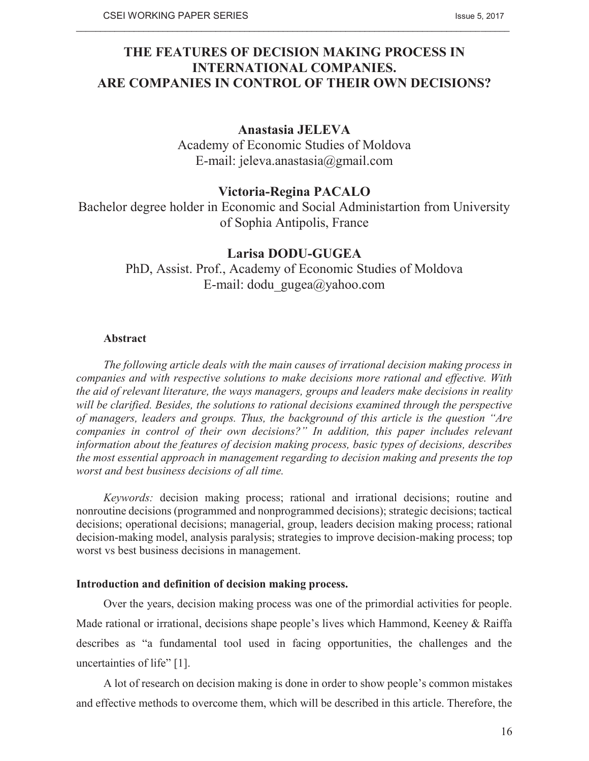# THE FEATURES OF DECISION MAKING PROCESS IN INTERNATIONAL COMPANIES. ARE COMPANIES IN CONTROL OF THEIR OWN DECISIONS?

**Anastasia JELEVA**
Academy of Economic Studies of Moldova
E-mail: jeleva.anastasia@gmail.com

**Victoria-Regina PACALO**
Bachelor degree holder in Economic and Social Administartion from University of Sophia Antipolis, France

**Larisa DODU-GUGEA**
PhD, Assist. Prof., Academy of Economic Studies of Moldova
E-mail: dodu_gugea@yahoo.com

**Abstract**

*The following article deals with the main causes of irrational decision making process in companies and with respective solutions to make decisions more rational and effective. With the aid of relevant literature, the ways managers, groups and leaders make decisions in reality will be clarified. Besides, the solutions to rational decisions examined through the perspective of managers, leaders and groups. Thus, the background of this article is the question "Are companies in control of their own decisions?" In addition, this paper includes relevant information about the features of decision making process, basic types of decisions, describes the most essential approach in management regarding to decision making and presents the top worst and best business decisions of all time.*

*Keywords:* decision making process; rational and irrational decisions; routine and nonroutine decisions (programmed and nonprogrammed decisions); strategic decisions; tactical decisions; operational decisions; managerial, group, leaders decision making process; rational decision-making model, analysis paralysis; strategies to improve decision-making process; top worst vs best business decisions in management.

**Introduction and definition of decision making process.**

Over the years, decision making process was one of the primordial activities for people. Made rational or irrational, decisions shape people's lives which Hammond, Keeney & Raiffa describes as "a fundamental tool used in facing opportunities, the challenges and the uncertainties of life" [1].

A lot of research on decision making is done in order to show people's common mistakes and effective methods to overcome them, which will be described in this article. Therefore, the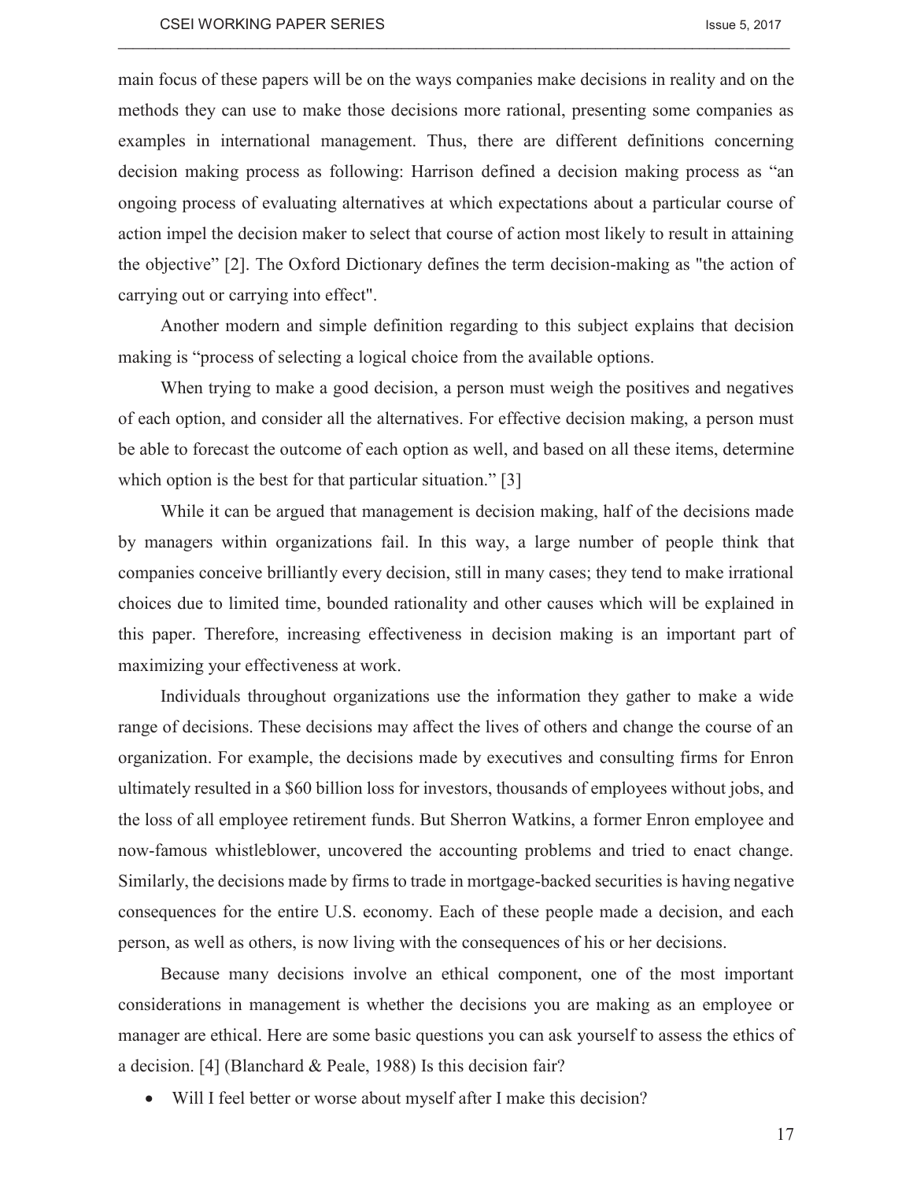main focus of these papers will be on the ways companies make decisions in reality and on the methods they can use to make those decisions more rational, presenting some companies as examples in international management. Thus, there are different definitions concerning decision making process as following: Harrison defined a decision making process as "an ongoing process of evaluating alternatives at which expectations about a particular course of action impel the decision maker to select that course of action most likely to result in attaining the objective" [2]. The Oxford Dictionary defines the term decision-making as "the action of carrying out or carrying into effect".

Another modern and simple definition regarding to this subject explains that decision making is "process of selecting a logical choice from the available options.

When trying to make a good decision, a person must weigh the positives and negatives of each option, and consider all the alternatives. For effective decision making, a person must be able to forecast the outcome of each option as well, and based on all these items, determine which option is the best for that particular situation." [3]

While it can be argued that management is decision making, half of the decisions made by managers within organizations fail. In this way, a large number of people think that companies conceive brilliantly every decision, still in many cases; they tend to make irrational choices due to limited time, bounded rationality and other causes which will be explained in this paper. Therefore, increasing effectiveness in decision making is an important part of maximizing your effectiveness at work.

Individuals throughout organizations use the information they gather to make a wide range of decisions. These decisions may affect the lives of others and change the course of an organization. For example, the decisions made by executives and consulting firms for Enron ultimately resulted in a $60 billion loss for investors, thousands of employees without jobs, and the loss of all employee retirement funds. But Sherron Watkins, a former Enron employee and now-famous whistleblower, uncovered the accounting problems and tried to enact change. Similarly, the decisions made by firms to trade in mortgage-backed securities is having negative consequences for the entire U.S. economy. Each of these people made a decision, and each person, as well as others, is now living with the consequences of his or her decisions.

Because many decisions involve an ethical component, one of the most important considerations in management is whether the decisions you are making as an employee or manager are ethical. Here are some basic questions you can ask yourself to assess the ethics of a decision. [4] (Blanchard & Peale, 1988) Is this decision fair?

- Will I feel better or worse about myself after I make this decision?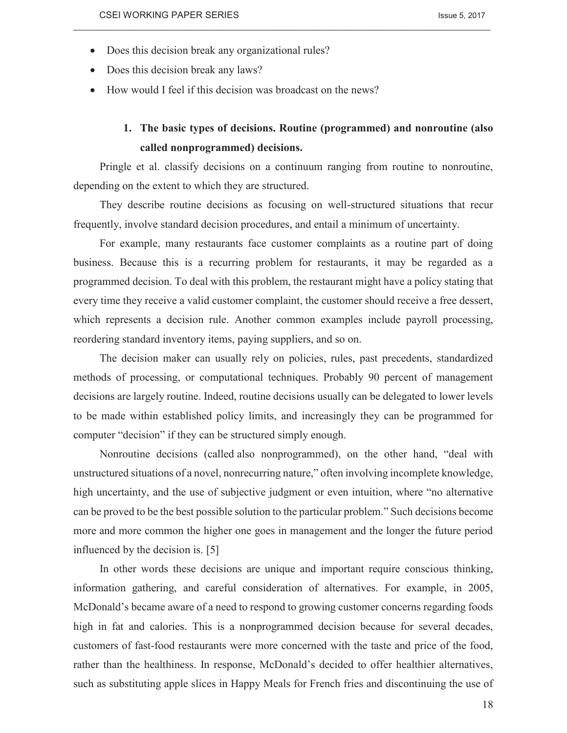- Does this decision break any organizational rules?
- Does this decision break any laws?
- How would I feel if this decision was broadcast on the news?

## 1. The basic types of decisions. Routine (programmed) and nonroutine (also called nonprogrammed) decisions.

Pringle et al. classify decisions on a continuum ranging from routine to nonroutine, depending on the extent to which they are structured.

They describe routine decisions as focusing on well-structured situations that recur frequently, involve standard decision procedures, and entail a minimum of uncertainty.

For example, many restaurants face customer complaints as a routine part of doing business. Because this is a recurring problem for restaurants, it may be regarded as a programmed decision. To deal with this problem, the restaurant might have a policy stating that every time they receive a valid customer complaint, the customer should receive a free dessert, which represents a decision rule. Another common examples include payroll processing, reordering standard inventory items, paying suppliers, and so on.

The decision maker can usually rely on policies, rules, past precedents, standardized methods of processing, or computational techniques. Probably 90 percent of management decisions are largely routine. Indeed, routine decisions usually can be delegated to lower levels to be made within established policy limits, and increasingly they can be programmed for computer "decision" if they can be structured simply enough.

Nonroutine decisions (called also nonprogrammed), on the other hand, "deal with unstructured situations of a novel, nonrecurring nature," often involving incomplete knowledge, high uncertainty, and the use of subjective judgment or even intuition, where "no alternative can be proved to be the best possible solution to the particular problem." Such decisions become more and more common the higher one goes in management and the longer the future period influenced by the decision is. [5]

In other words these decisions are unique and important require conscious thinking, information gathering, and careful consideration of alternatives. For example, in 2005, McDonald's became aware of a need to respond to growing customer concerns regarding foods high in fat and calories. This is a nonprogrammed decision because for several decades, customers of fast-food restaurants were more concerned with the taste and price of the food, rather than the healthiness. In response, McDonald's decided to offer healthier alternatives, such as substituting apple slices in Happy Meals for French fries and discontinuing the use of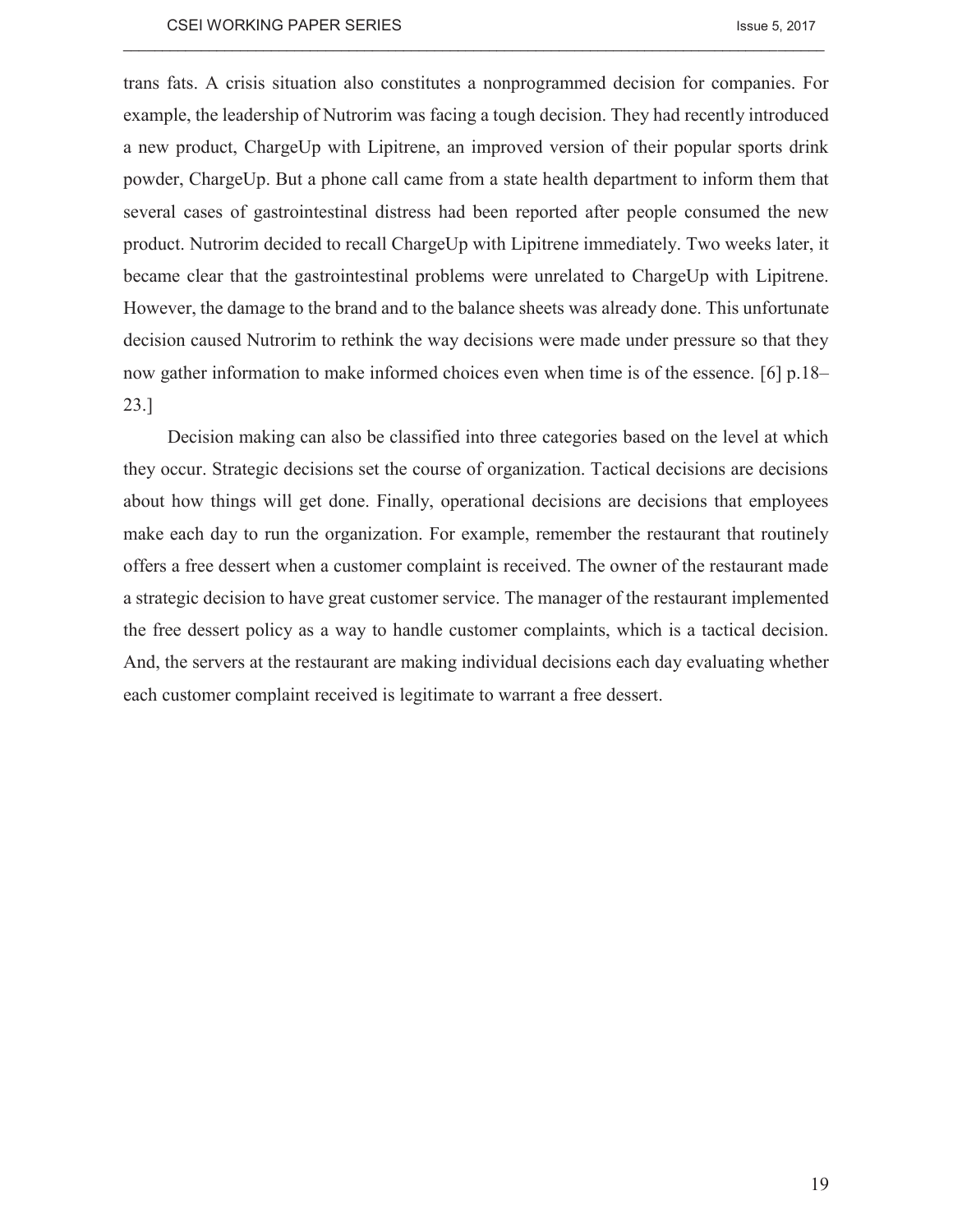trans fats. A crisis situation also constitutes a nonprogrammed decision for companies. For example, the leadership of Nutrorim was facing a tough decision. They had recently introduced a new product, ChargeUp with Lipitrene, an improved version of their popular sports drink powder, ChargeUp. But a phone call came from a state health department to inform them that several cases of gastrointestinal distress had been reported after people consumed the new product. Nutrorim decided to recall ChargeUp with Lipitrene immediately. Two weeks later, it became clear that the gastrointestinal problems were unrelated to ChargeUp with Lipitrene. However, the damage to the brand and to the balance sheets was already done. This unfortunate decision caused Nutrorim to rethink the way decisions were made under pressure so that they now gather information to make informed choices even when time is of the essence. [6] p.18–23.]

Decision making can also be classified into three categories based on the level at which they occur. Strategic decisions set the course of organization. Tactical decisions are decisions about how things will get done. Finally, operational decisions are decisions that employees make each day to run the organization. For example, remember the restaurant that routinely offers a free dessert when a customer complaint is received. The owner of the restaurant made a strategic decision to have great customer service. The manager of the restaurant implemented the free dessert policy as a way to handle customer complaints, which is a tactical decision. And, the servers at the restaurant are making individual decisions each day evaluating whether each customer complaint received is legitimate to warrant a free dessert.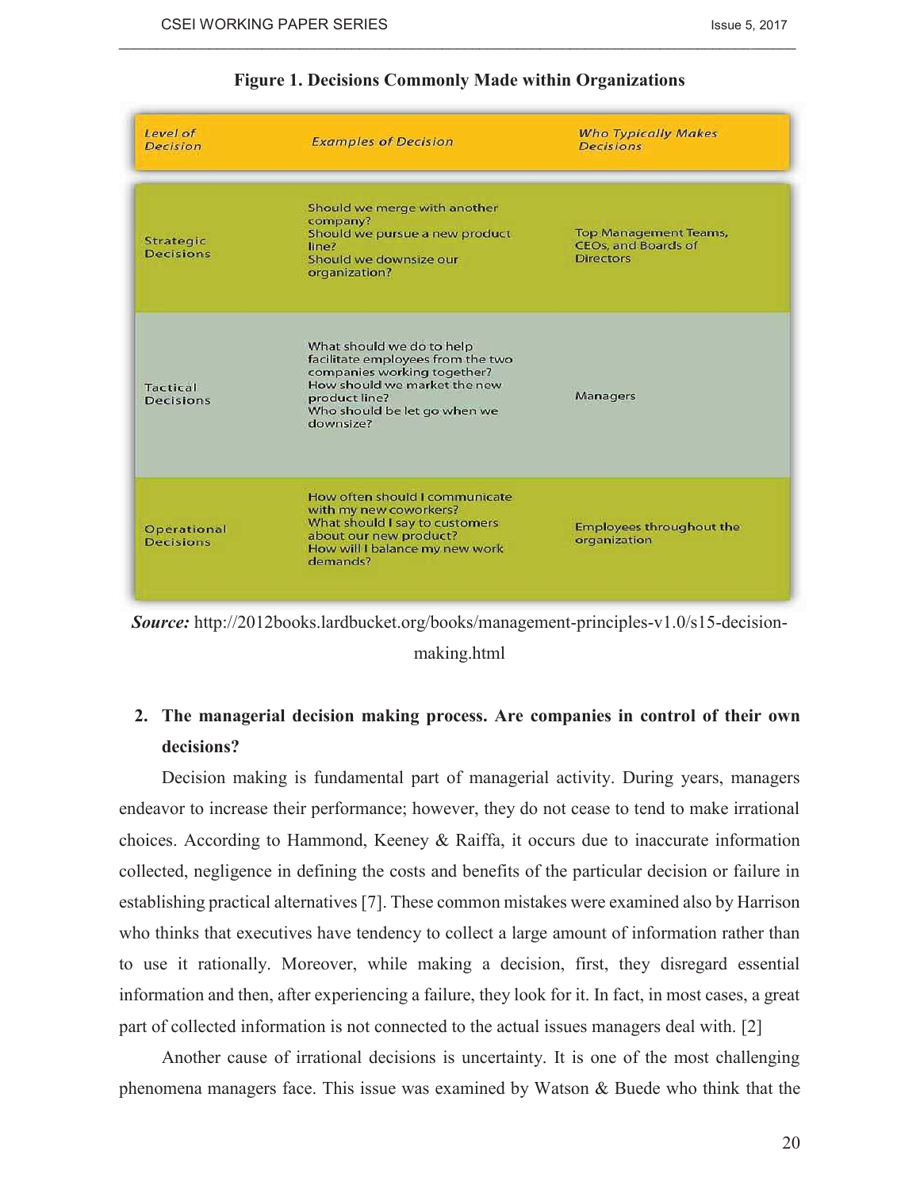**Figure 1. Decisions Commonly Made within Organizations**

| Level of Decision | Examples of Decision | Who Typically Makes Decisions |
|---|---|---|
| Strategic Decisions | Should we merge with another company? Should we pursue a new product line? Should we downsize our organization? | Top Management Teams, CEOs, and Boards of Directors |
| Tactical Decisions | What should we do to help facilitate employees from the two companies working together? How should we market the new product line? Who should be let go when we downsize? | Managers |
| Operational Decisions | How often should I communicate with my new coworkers? What should I say to customers about our new product? How will I balance my new work demands? | Employees throughout the organization |

***Source:*** http://2012books.lardbucket.org/books/management-principles-v1.0/s15-decision-making.html

## 2. The managerial decision making process. Are companies in control of their own decisions?

Decision making is fundamental part of managerial activity. During years, managers endeavor to increase their performance; however, they do not cease to tend to make irrational choices. According to Hammond, Keeney & Raiffa, it occurs due to inaccurate information collected, negligence in defining the costs and benefits of the particular decision or failure in establishing practical alternatives [7]. These common mistakes were examined also by Harrison who thinks that executives have tendency to collect a large amount of information rather than to use it rationally. Moreover, while making a decision, first, they disregard essential information and then, after experiencing a failure, they look for it. In fact, in most cases, a great part of collected information is not connected to the actual issues managers deal with. [2]

Another cause of irrational decisions is uncertainty. It is one of the most challenging phenomena managers face. This issue was examined by Watson & Buede who think that the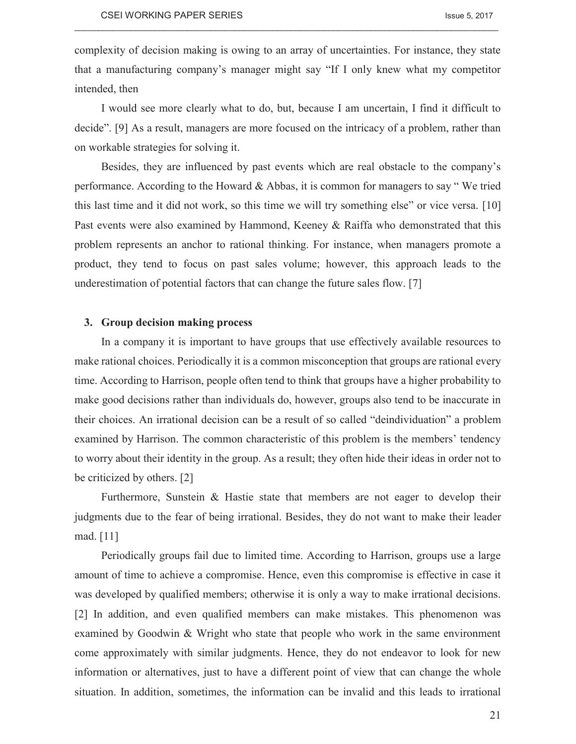complexity of decision making is owing to an array of uncertainties. For instance, they state that a manufacturing company's manager might say "If I only knew what my competitor intended, then

I would see more clearly what to do, but, because I am uncertain, I find it difficult to decide". [9] As a result, managers are more focused on the intricacy of a problem, rather than on workable strategies for solving it.

Besides, they are influenced by past events which are real obstacle to the company's performance. According to the Howard & Abbas, it is common for managers to say " We tried this last time and it did not work, so this time we will try something else" or vice versa. [10] Past events were also examined by Hammond, Keeney & Raiffa who demonstrated that this problem represents an anchor to rational thinking. For instance, when managers promote a product, they tend to focus on past sales volume; however, this approach leads to the underestimation of potential factors that can change the future sales flow. [7]

## 3. Group decision making process

In a company it is important to have groups that use effectively available resources to make rational choices. Periodically it is a common misconception that groups are rational every time. According to Harrison, people often tend to think that groups have a higher probability to make good decisions rather than individuals do, however, groups also tend to be inaccurate in their choices. An irrational decision can be a result of so called "deindividuation" a problem examined by Harrison. The common characteristic of this problem is the members' tendency to worry about their identity in the group. As a result; they often hide their ideas in order not to be criticized by others. [2]

Furthermore, Sunstein & Hastie state that members are not eager to develop their judgments due to the fear of being irrational. Besides, they do not want to make their leader mad. [11]

Periodically groups fail due to limited time. According to Harrison, groups use a large amount of time to achieve a compromise. Hence, even this compromise is effective in case it was developed by qualified members; otherwise it is only a way to make irrational decisions. [2] In addition, and even qualified members can make mistakes. This phenomenon was examined by Goodwin & Wright who state that people who work in the same environment come approximately with similar judgments. Hence, they do not endeavor to look for new information or alternatives, just to have a different point of view that can change the whole situation. In addition, sometimes, the information can be invalid and this leads to irrational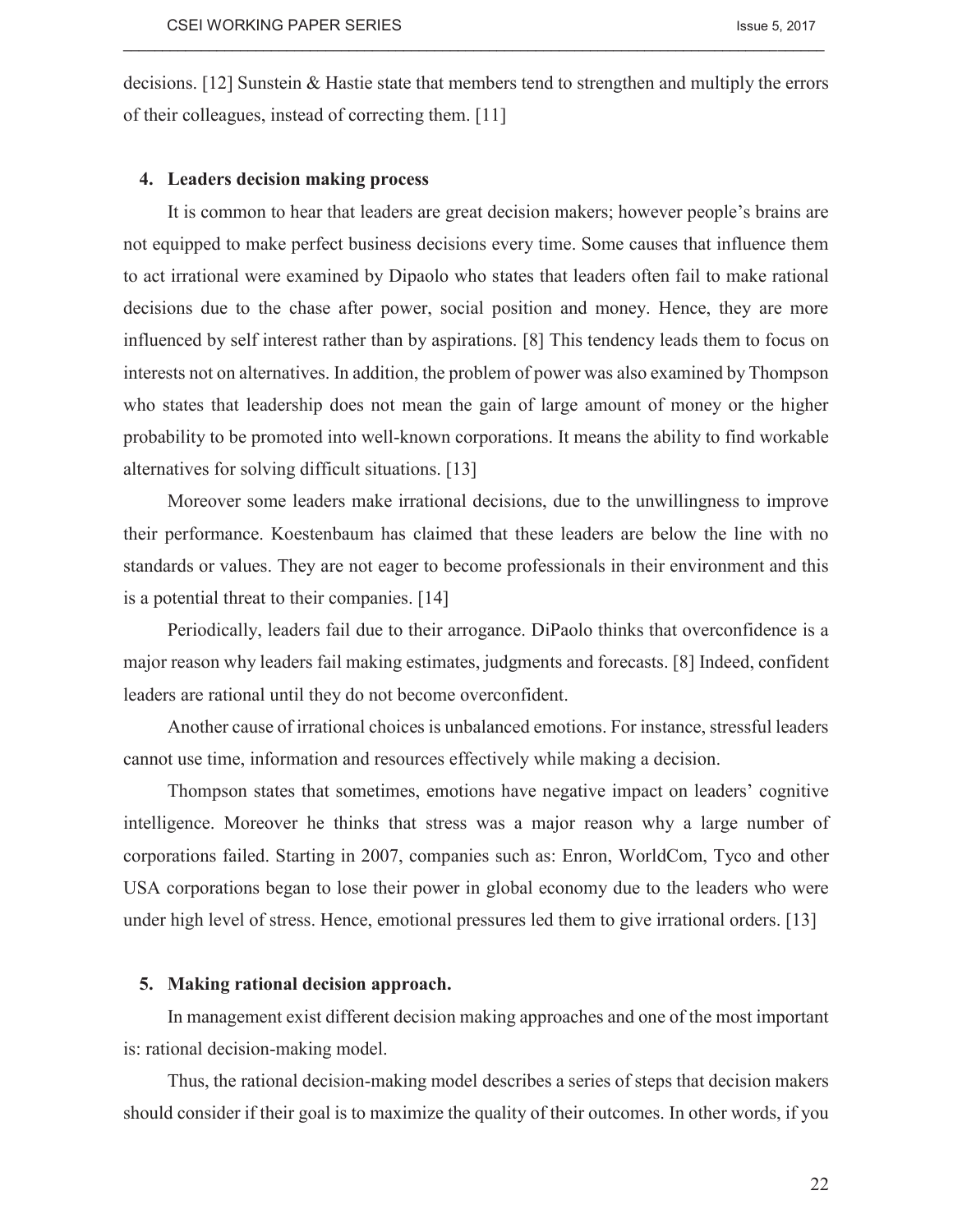decisions. [12] Sunstein & Hastie state that members tend to strengthen and multiply the errors of their colleagues, instead of correcting them. [11]

## 4. Leaders decision making process

It is common to hear that leaders are great decision makers; however people's brains are not equipped to make perfect business decisions every time. Some causes that influence them to act irrational were examined by Dipaolo who states that leaders often fail to make rational decisions due to the chase after power, social position and money. Hence, they are more influenced by self interest rather than by aspirations. [8] This tendency leads them to focus on interests not on alternatives. In addition, the problem of power was also examined by Thompson who states that leadership does not mean the gain of large amount of money or the higher probability to be promoted into well-known corporations. It means the ability to find workable alternatives for solving difficult situations. [13]

Moreover some leaders make irrational decisions, due to the unwillingness to improve their performance. Koestenbaum has claimed that these leaders are below the line with no standards or values. They are not eager to become professionals in their environment and this is a potential threat to their companies. [14]

Periodically, leaders fail due to their arrogance. DiPaolo thinks that overconfidence is a major reason why leaders fail making estimates, judgments and forecasts. [8] Indeed, confident leaders are rational until they do not become overconfident.

Another cause of irrational choices is unbalanced emotions. For instance, stressful leaders cannot use time, information and resources effectively while making a decision.

Thompson states that sometimes, emotions have negative impact on leaders' cognitive intelligence. Moreover he thinks that stress was a major reason why a large number of corporations failed. Starting in 2007, companies such as: Enron, WorldCom, Tyco and other USA corporations began to lose their power in global economy due to the leaders who were under high level of stress. Hence, emotional pressures led them to give irrational orders. [13]

## 5. Making rational decision approach.

In management exist different decision making approaches and one of the most important is: rational decision-making model.

Thus, the rational decision-making model describes a series of steps that decision makers should consider if their goal is to maximize the quality of their outcomes. In other words, if you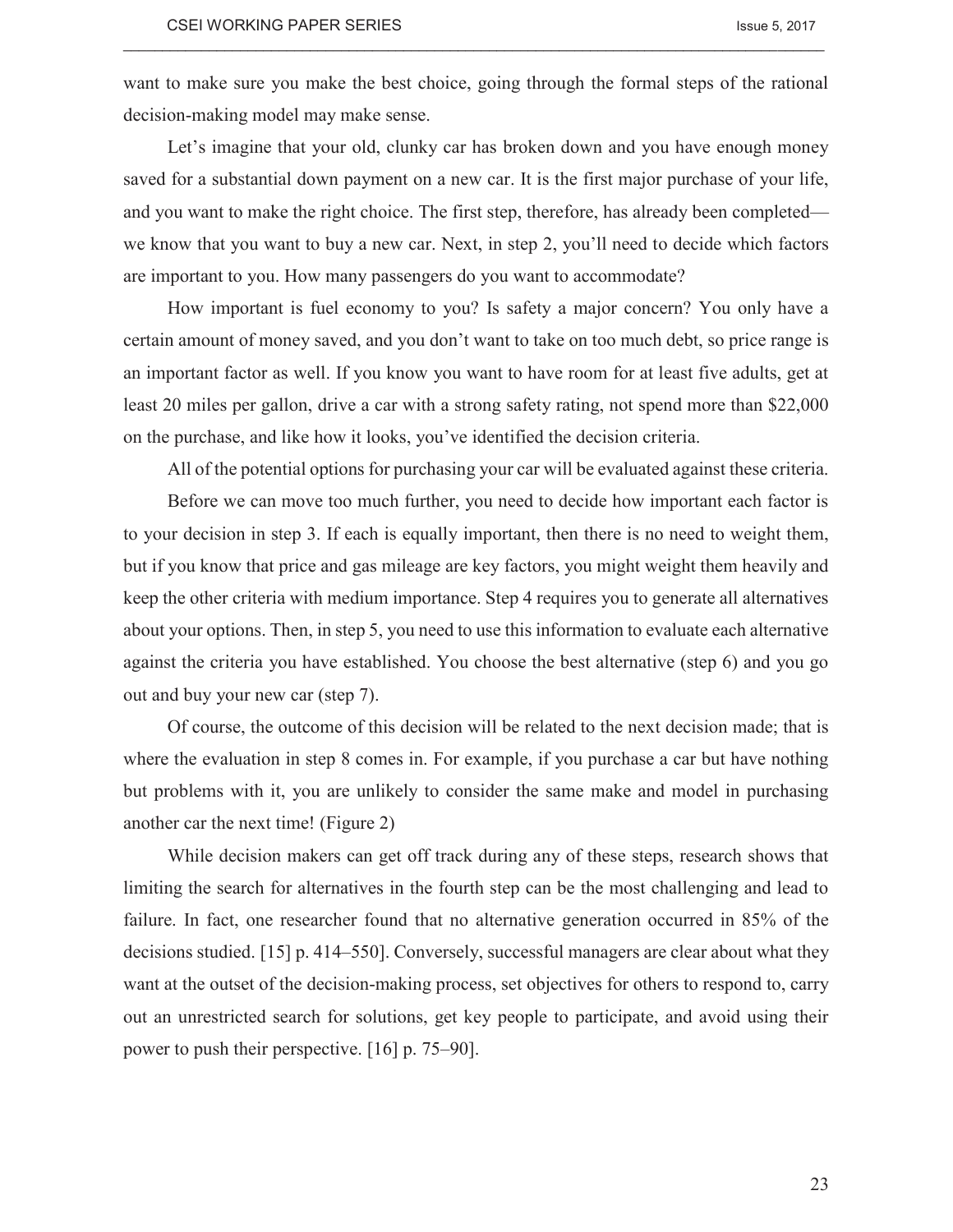want to make sure you make the best choice, going through the formal steps of the rational decision-making model may make sense.

Let's imagine that your old, clunky car has broken down and you have enough money saved for a substantial down payment on a new car. It is the first major purchase of your life, and you want to make the right choice. The first step, therefore, has already been completed—we know that you want to buy a new car. Next, in step 2, you'll need to decide which factors are important to you. How many passengers do you want to accommodate?

How important is fuel economy to you? Is safety a major concern? You only have a certain amount of money saved, and you don't want to take on too much debt, so price range is an important factor as well. If you know you want to have room for at least five adults, get at least 20 miles per gallon, drive a car with a strong safety rating, not spend more than $22,000 on the purchase, and like how it looks, you've identified the decision criteria.

All of the potential options for purchasing your car will be evaluated against these criteria.

Before we can move too much further, you need to decide how important each factor is to your decision in step 3. If each is equally important, then there is no need to weight them, but if you know that price and gas mileage are key factors, you might weight them heavily and keep the other criteria with medium importance. Step 4 requires you to generate all alternatives about your options. Then, in step 5, you need to use this information to evaluate each alternative against the criteria you have established. You choose the best alternative (step 6) and you go out and buy your new car (step 7).

Of course, the outcome of this decision will be related to the next decision made; that is where the evaluation in step 8 comes in. For example, if you purchase a car but have nothing but problems with it, you are unlikely to consider the same make and model in purchasing another car the next time! (Figure 2)

While decision makers can get off track during any of these steps, research shows that limiting the search for alternatives in the fourth step can be the most challenging and lead to failure. In fact, one researcher found that no alternative generation occurred in 85% of the decisions studied. [15] p. 414–550]. Conversely, successful managers are clear about what they want at the outset of the decision-making process, set objectives for others to respond to, carry out an unrestricted search for solutions, get key people to participate, and avoid using their power to push their perspective. [16] p. 75–90].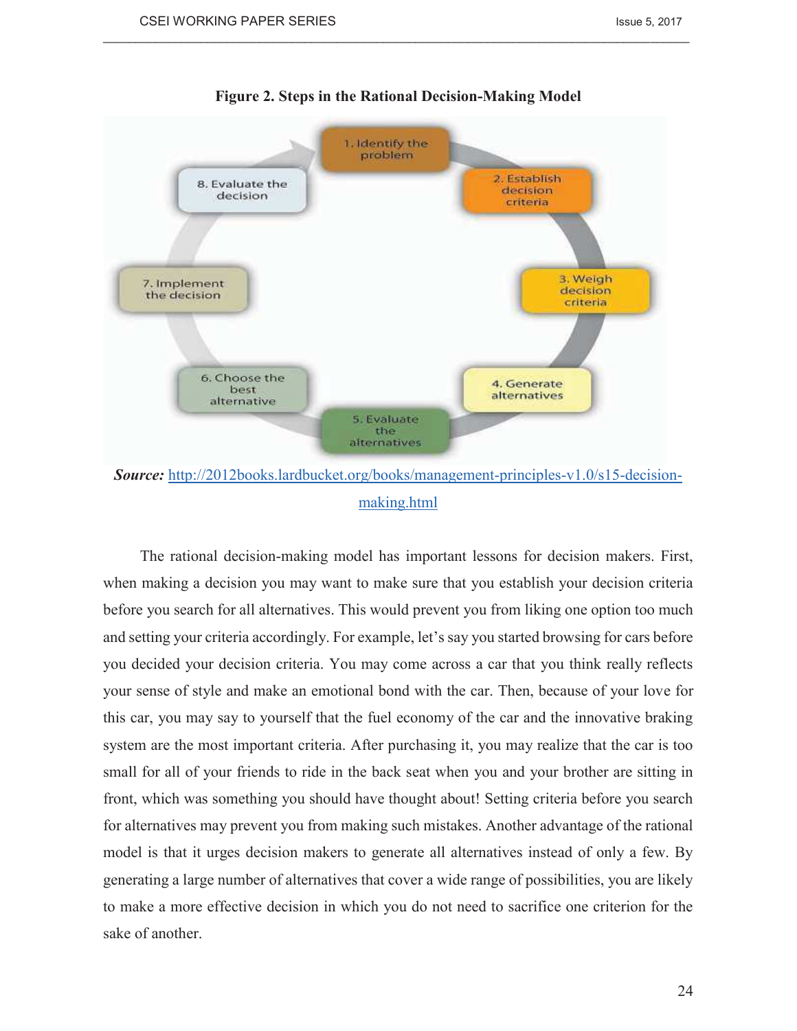**Figure 2. Steps in the Rational Decision-Making Model**

1. Identify the problem
2. Establish decision criteria
3. Weigh decision criteria
4. Generate alternatives
5. Evaluate the alternatives
6. Choose the best alternative
7. Implement the decision
8. Evaluate the decision

***Source:*** http://2012books.lardbucket.org/books/management-principles-v1.0/s15-decision-making.html

The rational decision-making model has important lessons for decision makers. First, when making a decision you may want to make sure that you establish your decision criteria before you search for all alternatives. This would prevent you from liking one option too much and setting your criteria accordingly. For example, let's say you started browsing for cars before you decided your decision criteria. You may come across a car that you think really reflects your sense of style and make an emotional bond with the car. Then, because of your love for this car, you may say to yourself that the fuel economy of the car and the innovative braking system are the most important criteria. After purchasing it, you may realize that the car is too small for all of your friends to ride in the back seat when you and your brother are sitting in front, which was something you should have thought about! Setting criteria before you search for alternatives may prevent you from making such mistakes. Another advantage of the rational model is that it urges decision makers to generate all alternatives instead of only a few. By generating a large number of alternatives that cover a wide range of possibilities, you are likely to make a more effective decision in which you do not need to sacrifice one criterion for the sake of another.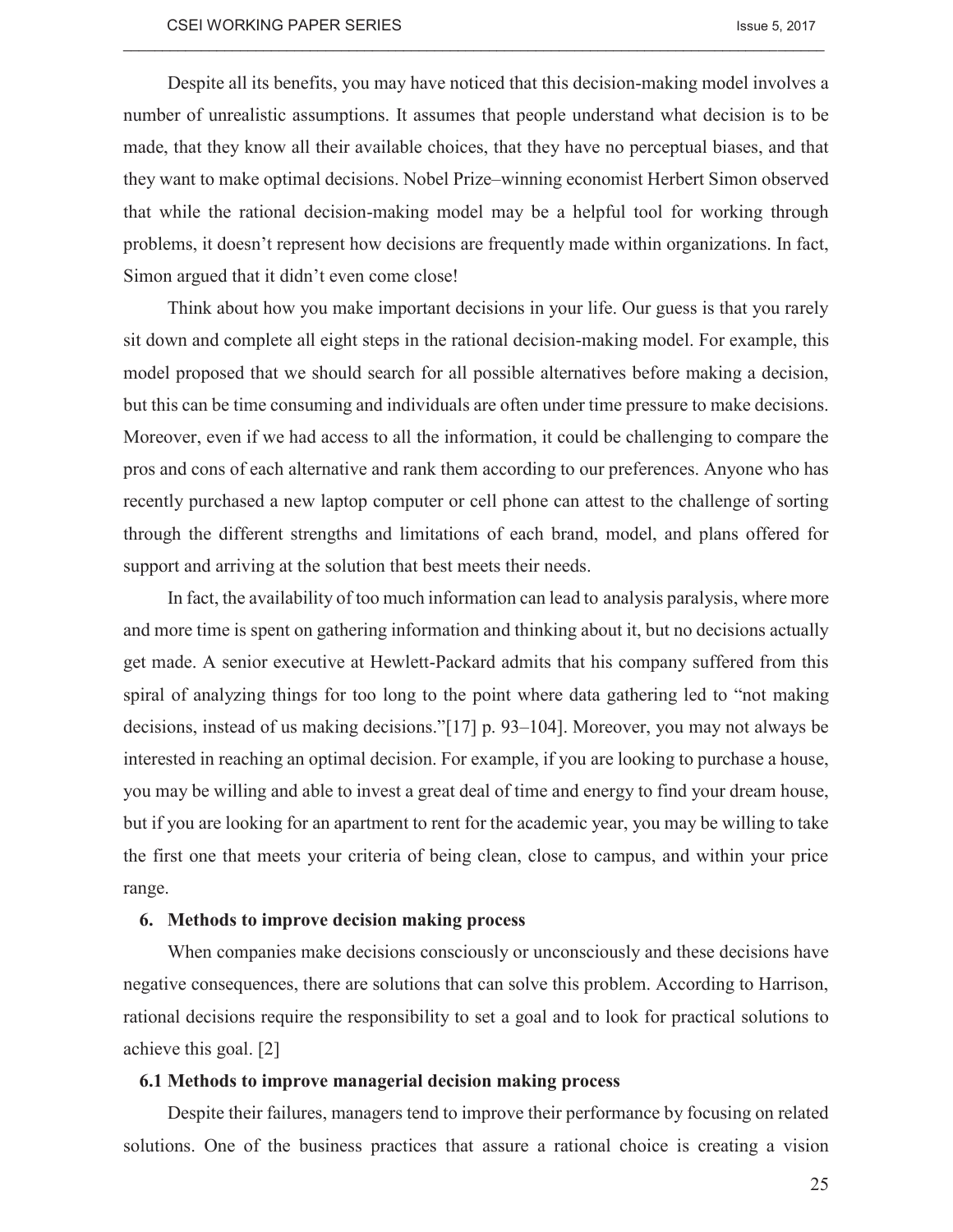Despite all its benefits, you may have noticed that this decision-making model involves a number of unrealistic assumptions. It assumes that people understand what decision is to be made, that they know all their available choices, that they have no perceptual biases, and that they want to make optimal decisions. Nobel Prize–winning economist Herbert Simon observed that while the rational decision-making model may be a helpful tool for working through problems, it doesn't represent how decisions are frequently made within organizations. In fact, Simon argued that it didn't even come close!

Think about how you make important decisions in your life. Our guess is that you rarely sit down and complete all eight steps in the rational decision-making model. For example, this model proposed that we should search for all possible alternatives before making a decision, but this can be time consuming and individuals are often under time pressure to make decisions. Moreover, even if we had access to all the information, it could be challenging to compare the pros and cons of each alternative and rank them according to our preferences. Anyone who has recently purchased a new laptop computer or cell phone can attest to the challenge of sorting through the different strengths and limitations of each brand, model, and plans offered for support and arriving at the solution that best meets their needs.

In fact, the availability of too much information can lead to analysis paralysis, where more and more time is spent on gathering information and thinking about it, but no decisions actually get made. A senior executive at Hewlett-Packard admits that his company suffered from this spiral of analyzing things for too long to the point where data gathering led to "not making decisions, instead of us making decisions."[17] p. 93–104]. Moreover, you may not always be interested in reaching an optimal decision. For example, if you are looking to purchase a house, you may be willing and able to invest a great deal of time and energy to find your dream house, but if you are looking for an apartment to rent for the academic year, you may be willing to take the first one that meets your criteria of being clean, close to campus, and within your price range.

## 6. Methods to improve decision making process

When companies make decisions consciously or unconsciously and these decisions have negative consequences, there are solutions that can solve this problem. According to Harrison, rational decisions require the responsibility to set a goal and to look for practical solutions to achieve this goal. [2]

### 6.1 Methods to improve managerial decision making process

Despite their failures, managers tend to improve their performance by focusing on related solutions. One of the business practices that assure a rational choice is creating a vision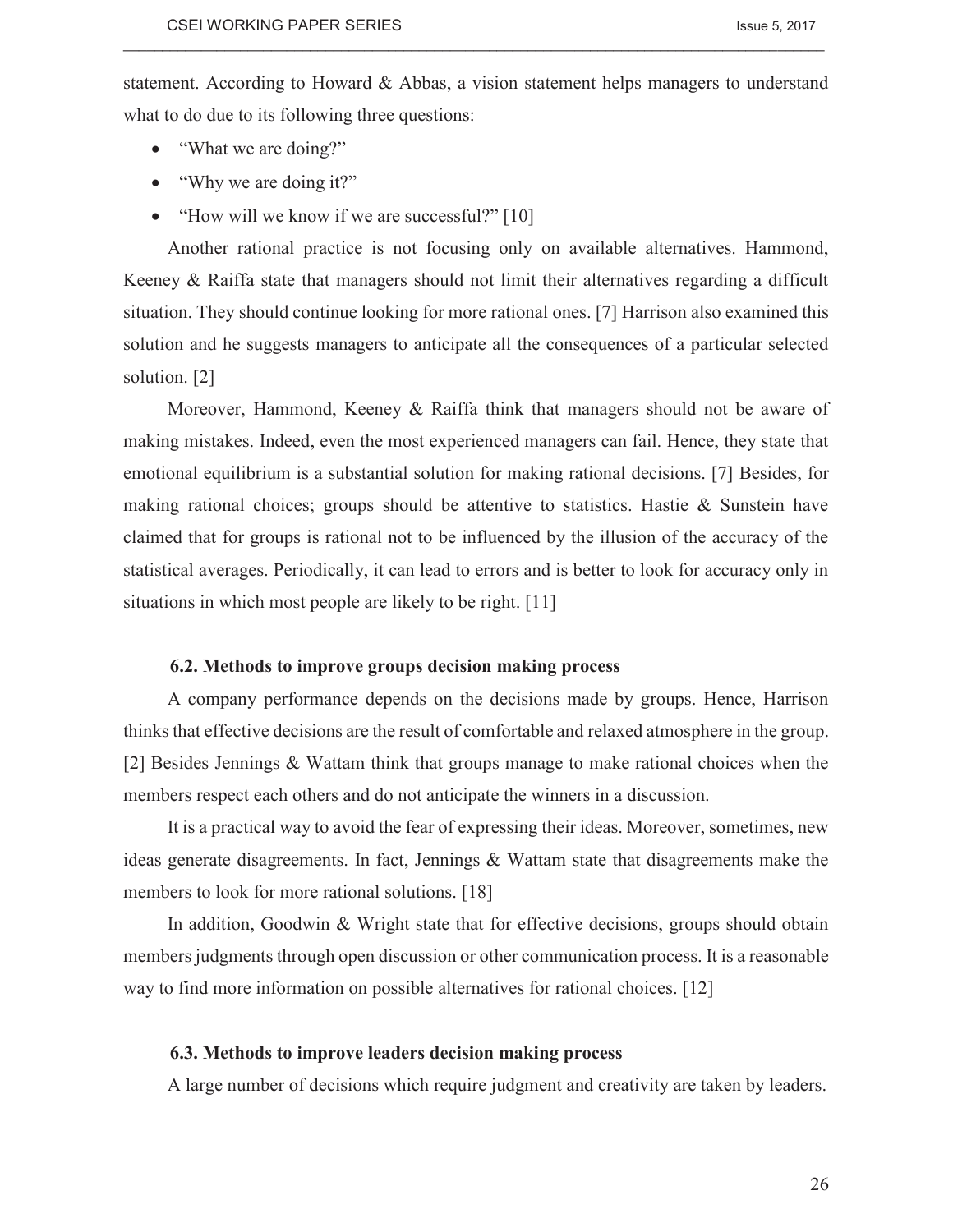statement. According to Howard & Abbas, a vision statement helps managers to understand what to do due to its following three questions:

- "What we are doing?"
- "Why we are doing it?"
- "How will we know if we are successful?" [10]

Another rational practice is not focusing only on available alternatives. Hammond, Keeney & Raiffa state that managers should not limit their alternatives regarding a difficult situation. They should continue looking for more rational ones. [7] Harrison also examined this solution and he suggests managers to anticipate all the consequences of a particular selected solution. [2]

Moreover, Hammond, Keeney & Raiffa think that managers should not be aware of making mistakes. Indeed, even the most experienced managers can fail. Hence, they state that emotional equilibrium is a substantial solution for making rational decisions. [7] Besides, for making rational choices; groups should be attentive to statistics. Hastie & Sunstein have claimed that for groups is rational not to be influenced by the illusion of the accuracy of the statistical averages. Periodically, it can lead to errors and is better to look for accuracy only in situations in which most people are likely to be right. [11]

### 6.2. Methods to improve groups decision making process

A company performance depends on the decisions made by groups. Hence, Harrison thinks that effective decisions are the result of comfortable and relaxed atmosphere in the group. [2] Besides Jennings & Wattam think that groups manage to make rational choices when the members respect each others and do not anticipate the winners in a discussion.

It is a practical way to avoid the fear of expressing their ideas. Moreover, sometimes, new ideas generate disagreements. In fact, Jennings & Wattam state that disagreements make the members to look for more rational solutions. [18]

In addition, Goodwin & Wright state that for effective decisions, groups should obtain members judgments through open discussion or other communication process. It is a reasonable way to find more information on possible alternatives for rational choices. [12]

### 6.3. Methods to improve leaders decision making process

A large number of decisions which require judgment and creativity are taken by leaders.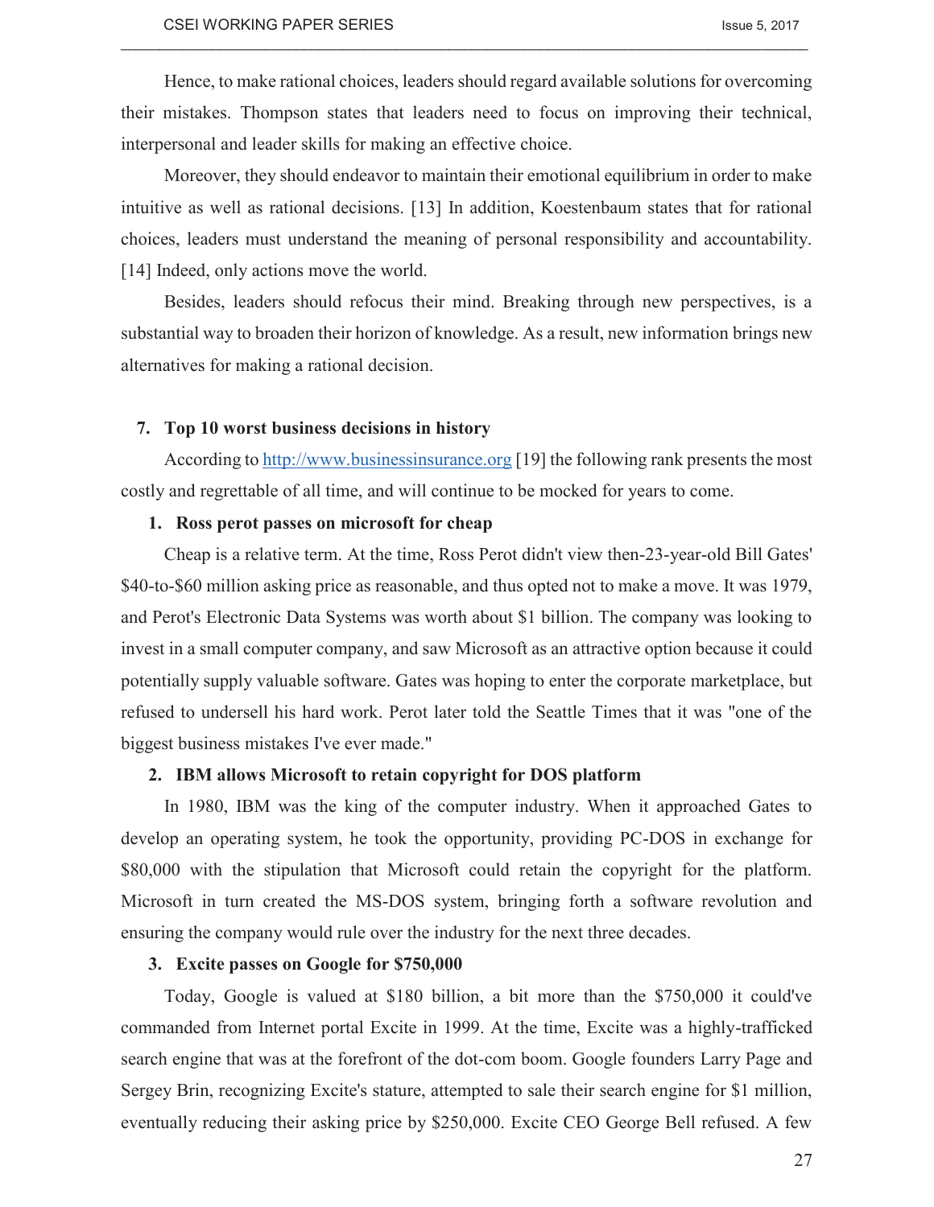Hence, to make rational choices, leaders should regard available solutions for overcoming their mistakes. Thompson states that leaders need to focus on improving their technical, interpersonal and leader skills for making an effective choice.

Moreover, they should endeavor to maintain their emotional equilibrium in order to make intuitive as well as rational decisions. [13] In addition, Koestenbaum states that for rational choices, leaders must understand the meaning of personal responsibility and accountability. [14] Indeed, only actions move the world.

Besides, leaders should refocus their mind. Breaking through new perspectives, is a substantial way to broaden their horizon of knowledge. As a result, new information brings new alternatives for making a rational decision.

## 7. Top 10 worst business decisions in history

According to http://www.businessinsurance.org [19] the following rank presents the most costly and regrettable of all time, and will continue to be mocked for years to come.

### 1. Ross perot passes on microsoft for cheap

Cheap is a relative term. At the time, Ross Perot didn't view then-23-year-old Bill Gates' $40-to-$60 million asking price as reasonable, and thus opted not to make a move. It was 1979, and Perot's Electronic Data Systems was worth about $1 billion. The company was looking to invest in a small computer company, and saw Microsoft as an attractive option because it could potentially supply valuable software. Gates was hoping to enter the corporate marketplace, but refused to undersell his hard work. Perot later told the Seattle Times that it was "one of the biggest business mistakes I've ever made."

### 2. IBM allows Microsoft to retain copyright for DOS platform

In 1980, IBM was the king of the computer industry. When it approached Gates to develop an operating system, he took the opportunity, providing PC-DOS in exchange for $80,000 with the stipulation that Microsoft could retain the copyright for the platform. Microsoft in turn created the MS-DOS system, bringing forth a software revolution and ensuring the company would rule over the industry for the next three decades.

### 3. Excite passes on Google for $750,000

Today, Google is valued at $180 billion, a bit more than the $750,000 it could've commanded from Internet portal Excite in 1999. At the time, Excite was a highly-trafficked search engine that was at the forefront of the dot-com boom. Google founders Larry Page and Sergey Brin, recognizing Excite's stature, attempted to sale their search engine for $1 million, eventually reducing their asking price by $250,000. Excite CEO George Bell refused. A few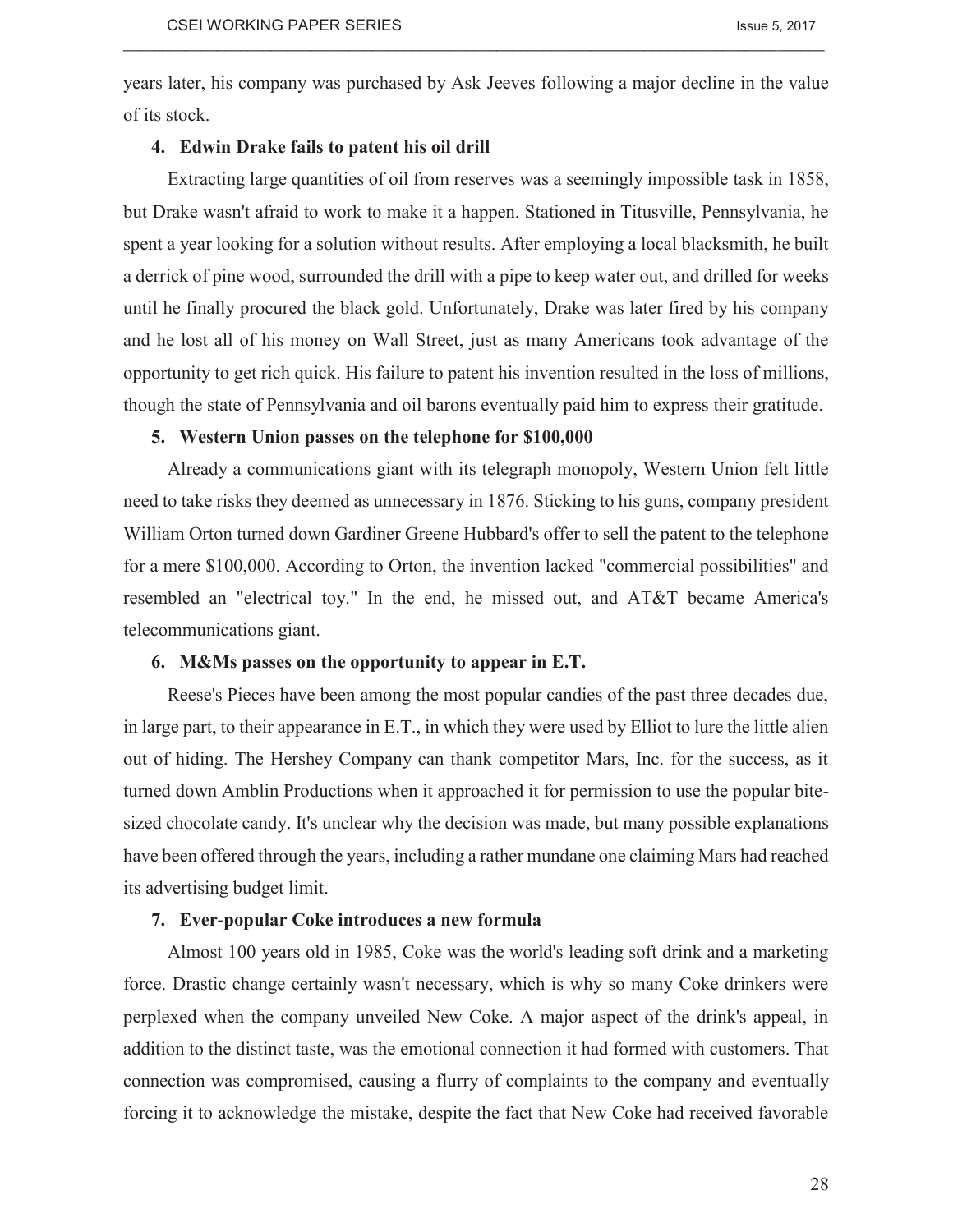years later, his company was purchased by Ask Jeeves following a major decline in the value of its stock.

**4. Edwin Drake fails to patent his oil drill**

Extracting large quantities of oil from reserves was a seemingly impossible task in 1858, but Drake wasn't afraid to work to make it a happen. Stationed in Titusville, Pennsylvania, he spent a year looking for a solution without results. After employing a local blacksmith, he built a derrick of pine wood, surrounded the drill with a pipe to keep water out, and drilled for weeks until he finally procured the black gold. Unfortunately, Drake was later fired by his company and he lost all of his money on Wall Street, just as many Americans took advantage of the opportunity to get rich quick. His failure to patent his invention resulted in the loss of millions, though the state of Pennsylvania and oil barons eventually paid him to express their gratitude.

**5. Western Union passes on the telephone for $100,000**

Already a communications giant with its telegraph monopoly, Western Union felt little need to take risks they deemed as unnecessary in 1876. Sticking to his guns, company president William Orton turned down Gardiner Greene Hubbard's offer to sell the patent to the telephone for a mere $100,000. According to Orton, the invention lacked "commercial possibilities" and resembled an "electrical toy." In the end, he missed out, and AT&T became America's telecommunications giant.

**6. M&Ms passes on the opportunity to appear in E.T.**

Reese's Pieces have been among the most popular candies of the past three decades due, in large part, to their appearance in E.T., in which they were used by Elliot to lure the little alien out of hiding. The Hershey Company can thank competitor Mars, Inc. for the success, as it turned down Amblin Productions when it approached it for permission to use the popular bite-sized chocolate candy. It's unclear why the decision was made, but many possible explanations have been offered through the years, including a rather mundane one claiming Mars had reached its advertising budget limit.

**7. Ever-popular Coke introduces a new formula**

Almost 100 years old in 1985, Coke was the world's leading soft drink and a marketing force. Drastic change certainly wasn't necessary, which is why so many Coke drinkers were perplexed when the company unveiled New Coke. A major aspect of the drink's appeal, in addition to the distinct taste, was the emotional connection it had formed with customers. That connection was compromised, causing a flurry of complaints to the company and eventually forcing it to acknowledge the mistake, despite the fact that New Coke had received favorable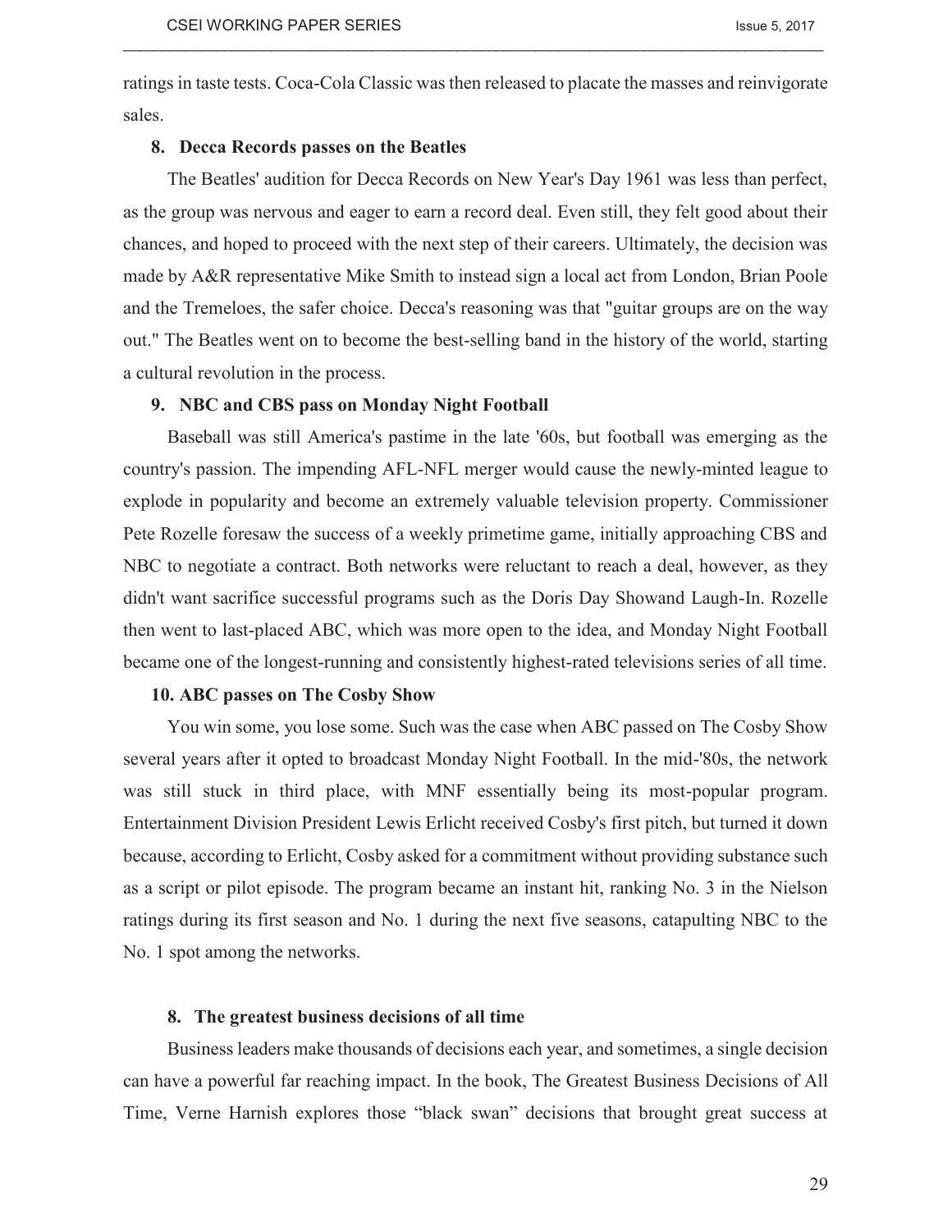ratings in taste tests. Coca-Cola Classic was then released to placate the masses and reinvigorate sales.

**8. Decca Records passes on the Beatles**

The Beatles' audition for Decca Records on New Year's Day 1961 was less than perfect, as the group was nervous and eager to earn a record deal. Even still, they felt good about their chances, and hoped to proceed with the next step of their careers. Ultimately, the decision was made by A&R representative Mike Smith to instead sign a local act from London, Brian Poole and the Tremeloes, the safer choice. Decca's reasoning was that "guitar groups are on the way out." The Beatles went on to become the best-selling band in the history of the world, starting a cultural revolution in the process.

**9. NBC and CBS pass on Monday Night Football**

Baseball was still America's pastime in the late '60s, but football was emerging as the country's passion. The impending AFL-NFL merger would cause the newly-minted league to explode in popularity and become an extremely valuable television property. Commissioner Pete Rozelle foresaw the success of a weekly primetime game, initially approaching CBS and NBC to negotiate a contract. Both networks were reluctant to reach a deal, however, as they didn't want sacrifice successful programs such as the Doris Day Showand Laugh-In. Rozelle then went to last-placed ABC, which was more open to the idea, and Monday Night Football became one of the longest-running and consistently highest-rated televisions series of all time.

**10. ABC passes on The Cosby Show**

You win some, you lose some. Such was the case when ABC passed on The Cosby Show several years after it opted to broadcast Monday Night Football. In the mid-'80s, the network was still stuck in third place, with MNF essentially being its most-popular program. Entertainment Division President Lewis Erlicht received Cosby's first pitch, but turned it down because, according to Erlicht, Cosby asked for a commitment without providing substance such as a script or pilot episode. The program became an instant hit, ranking No. 3 in the Nielson ratings during its first season and No. 1 during the next five seasons, catapulting NBC to the No. 1 spot among the networks.

## 8. The greatest business decisions of all time

Business leaders make thousands of decisions each year, and sometimes, a single decision can have a powerful far reaching impact. In the book, The Greatest Business Decisions of All Time, Verne Harnish explores those "black swan" decisions that brought great success at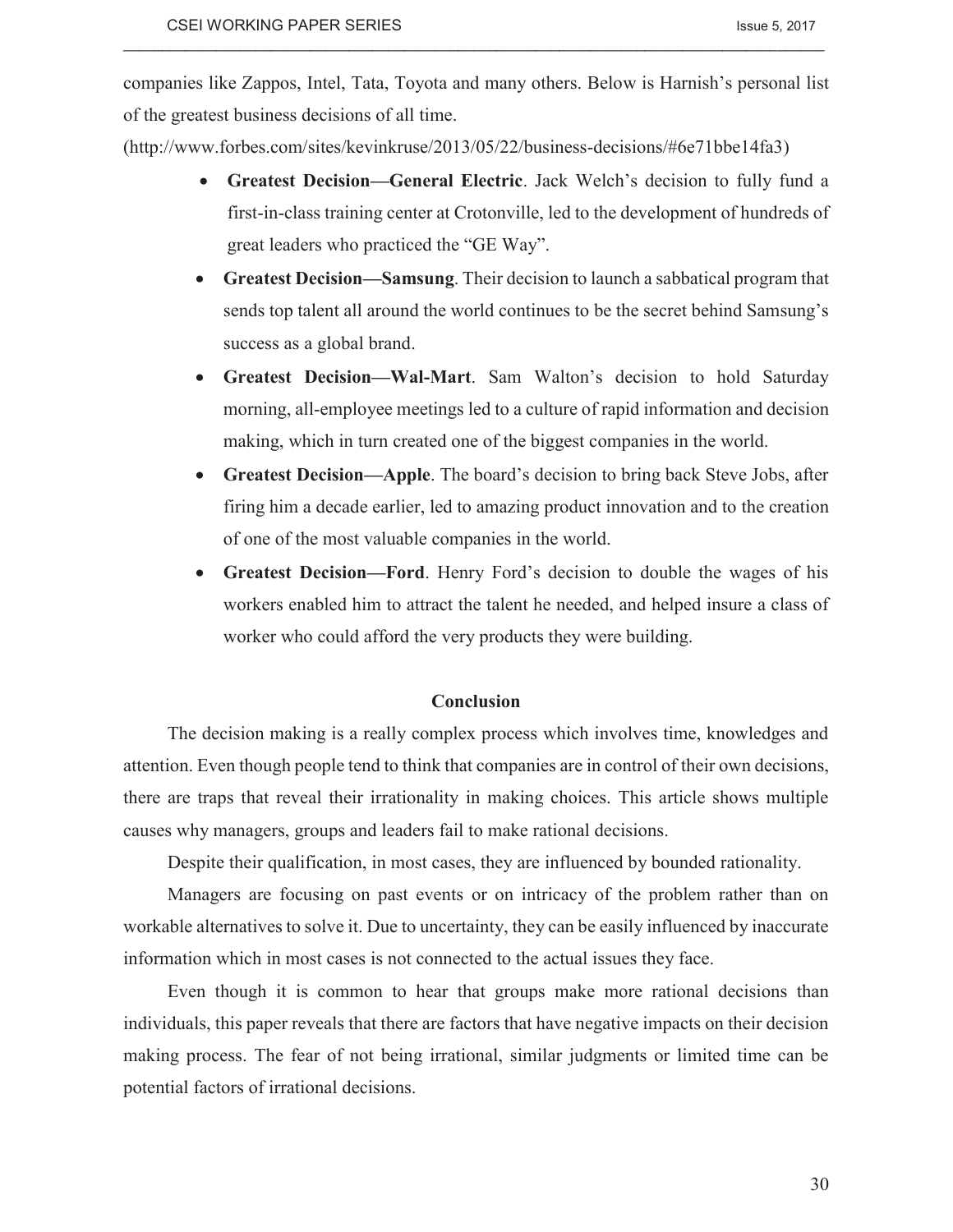companies like Zappos, Intel, Tata, Toyota and many others. Below is Harnish's personal list of the greatest business decisions of all time.

(http://www.forbes.com/sites/kevinkruse/2013/05/22/business-decisions/#6e71bbe14fa3)

- **Greatest Decision—General Electric**. Jack Welch's decision to fully fund a first-in-class training center at Crotonville, led to the development of hundreds of great leaders who practiced the "GE Way".
- **Greatest Decision—Samsung**. Their decision to launch a sabbatical program that sends top talent all around the world continues to be the secret behind Samsung's success as a global brand.
- **Greatest Decision—Wal-Mart**. Sam Walton's decision to hold Saturday morning, all-employee meetings led to a culture of rapid information and decision making, which in turn created one of the biggest companies in the world.
- **Greatest Decision—Apple**. The board's decision to bring back Steve Jobs, after firing him a decade earlier, led to amazing product innovation and to the creation of one of the most valuable companies in the world.
- **Greatest Decision—Ford**. Henry Ford's decision to double the wages of his workers enabled him to attract the talent he needed, and helped insure a class of worker who could afford the very products they were building.

## Conclusion

The decision making is a really complex process which involves time, knowledges and attention. Even though people tend to think that companies are in control of their own decisions, there are traps that reveal their irrationality in making choices. This article shows multiple causes why managers, groups and leaders fail to make rational decisions.

Despite their qualification, in most cases, they are influenced by bounded rationality.

Managers are focusing on past events or on intricacy of the problem rather than on workable alternatives to solve it. Due to uncertainty, they can be easily influenced by inaccurate information which in most cases is not connected to the actual issues they face.

Even though it is common to hear that groups make more rational decisions than individuals, this paper reveals that there are factors that have negative impacts on their decision making process. The fear of not being irrational, similar judgments or limited time can be potential factors of irrational decisions.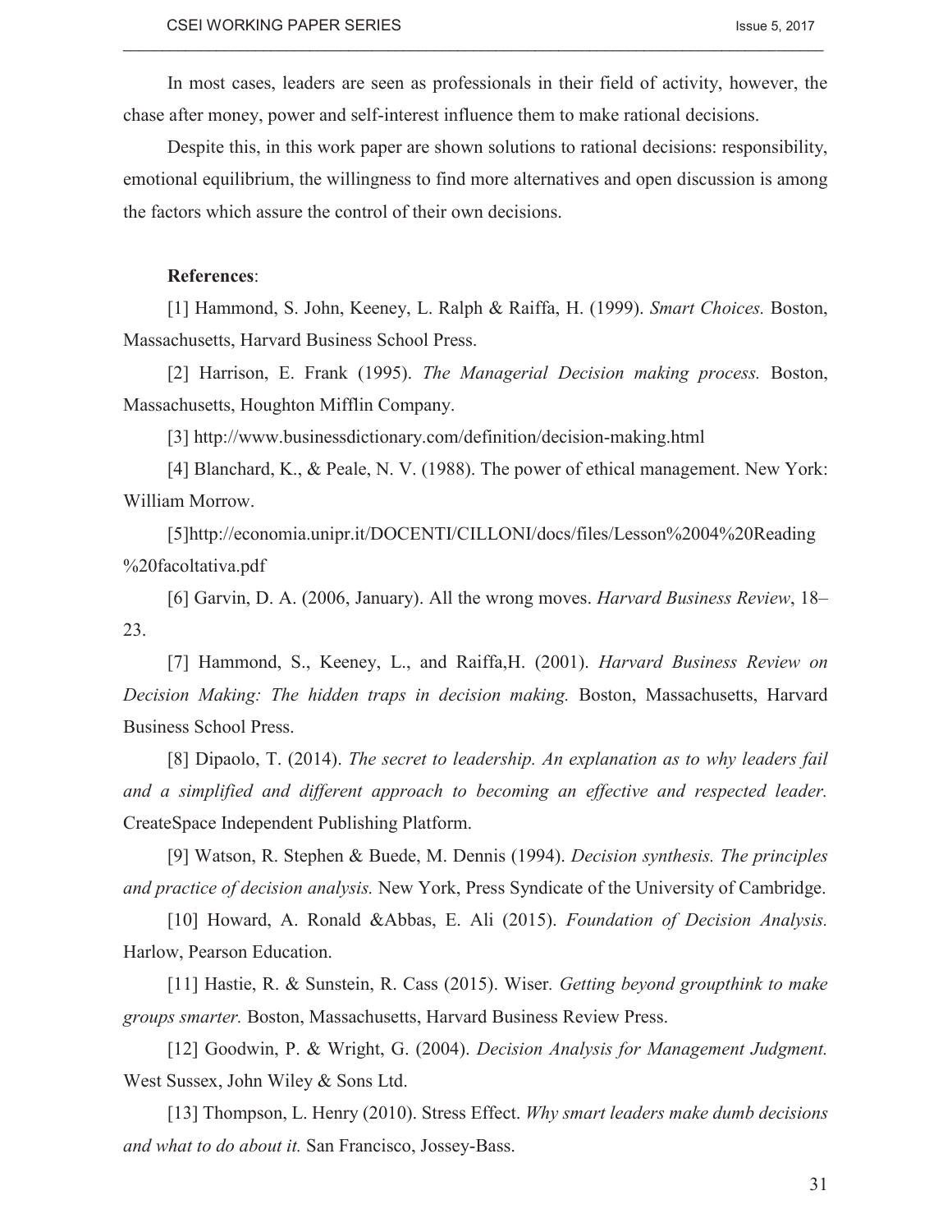In most cases, leaders are seen as professionals in their field of activity, however, the chase after money, power and self-interest influence them to make rational decisions.

Despite this, in this work paper are shown solutions to rational decisions: responsibility, emotional equilibrium, the willingness to find more alternatives and open discussion is among the factors which assure the control of their own decisions.

**References**:

[1] Hammond, S. John, Keeney, L. Ralph & Raiffa, H. (1999). *Smart Choices.* Boston, Massachusetts, Harvard Business School Press.

[2] Harrison, E. Frank (1995). *The Managerial Decision making process.* Boston, Massachusetts, Houghton Mifflin Company.

[3] http://www.businessdictionary.com/definition/decision-making.html

[4] Blanchard, K., & Peale, N. V. (1988). The power of ethical management. New York: William Morrow.

[5]http://economia.unipr.it/DOCENTI/CILLONI/docs/files/Lesson%2004%20Reading%20facoltativa.pdf

[6] Garvin, D. A. (2006, January). All the wrong moves. *Harvard Business Review*, 18–23.

[7] Hammond, S., Keeney, L., and Raiffa,H. (2001). *Harvard Business Review on Decision Making: The hidden traps in decision making.* Boston, Massachusetts, Harvard Business School Press.

[8] Dipaolo, T. (2014). *The secret to leadership. An explanation as to why leaders fail and a simplified and different approach to becoming an effective and respected leader.* CreateSpace Independent Publishing Platform.

[9] Watson, R. Stephen & Buede, M. Dennis (1994). *Decision synthesis. The principles and practice of decision analysis.* New York, Press Syndicate of the University of Cambridge.

[10] Howard, A. Ronald &Abbas, E. Ali (2015). *Foundation of Decision Analysis.* Harlow, Pearson Education.

[11] Hastie, R. & Sunstein, R. Cass (2015). Wiser*. Getting beyond groupthink to make groups smarter.* Boston, Massachusetts, Harvard Business Review Press.

[12] Goodwin, P. & Wright, G. (2004). *Decision Analysis for Management Judgment.* West Sussex, John Wiley & Sons Ltd.

[13] Thompson, L. Henry (2010). Stress Effect. *Why smart leaders make dumb decisions and what to do about it.* San Francisco, Jossey-Bass.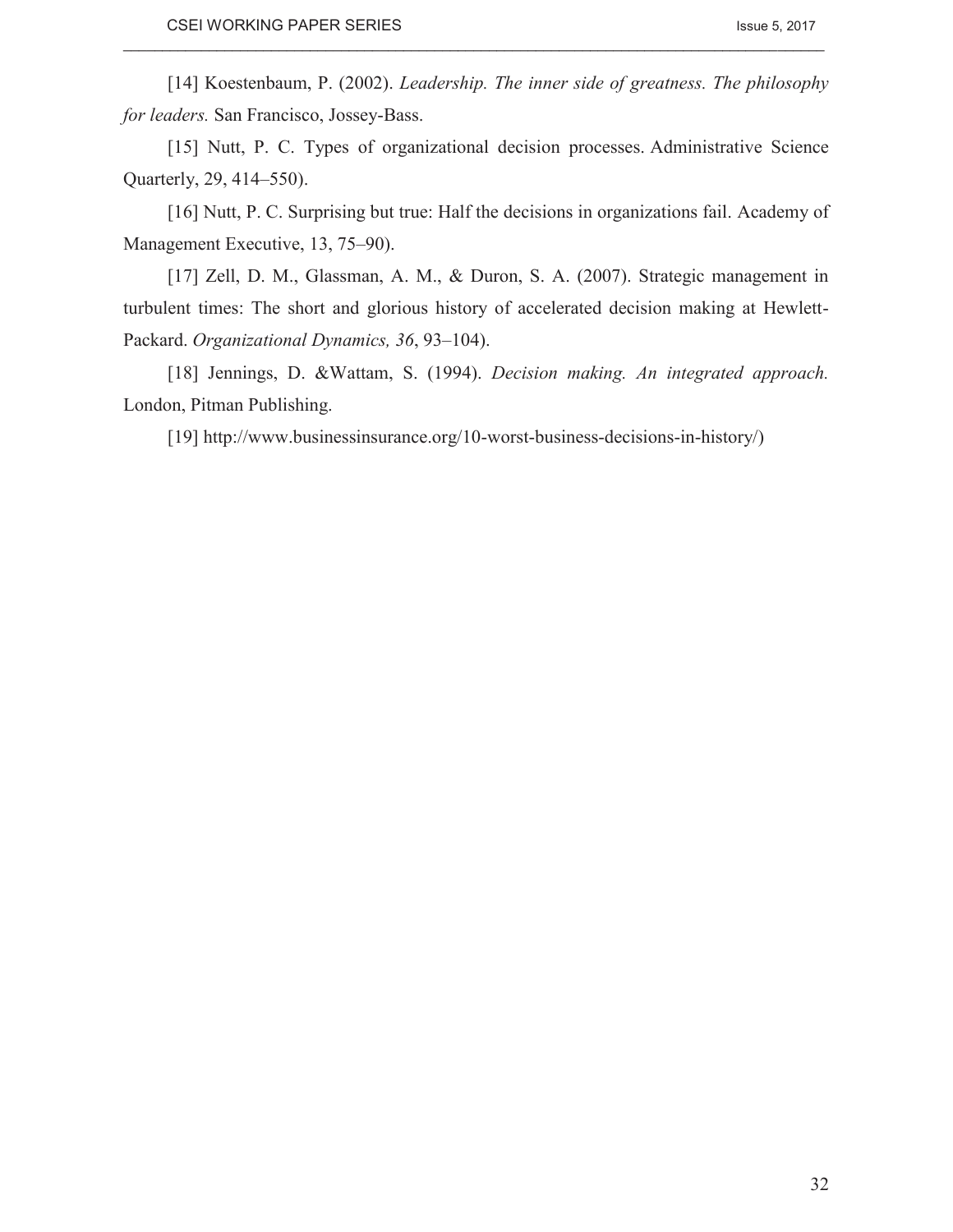[14] Koestenbaum, P. (2002). *Leadership. The inner side of greatness. The philosophy for leaders.* San Francisco, Jossey-Bass.

[15] Nutt, P. C. Types of organizational decision processes. Administrative Science Quarterly, 29, 414–550).

[16] Nutt, P. C. Surprising but true: Half the decisions in organizations fail. Academy of Management Executive, 13, 75–90).

[17] Zell, D. M., Glassman, A. M., & Duron, S. A. (2007). Strategic management in turbulent times: The short and glorious history of accelerated decision making at Hewlett-Packard. *Organizational Dynamics, 36*, 93–104).

[18] Jennings, D. &Wattam, S. (1994). *Decision making. An integrated approach.* London, Pitman Publishing.

[19] http://www.businessinsurance.org/10-worst-business-decisions-in-history/)